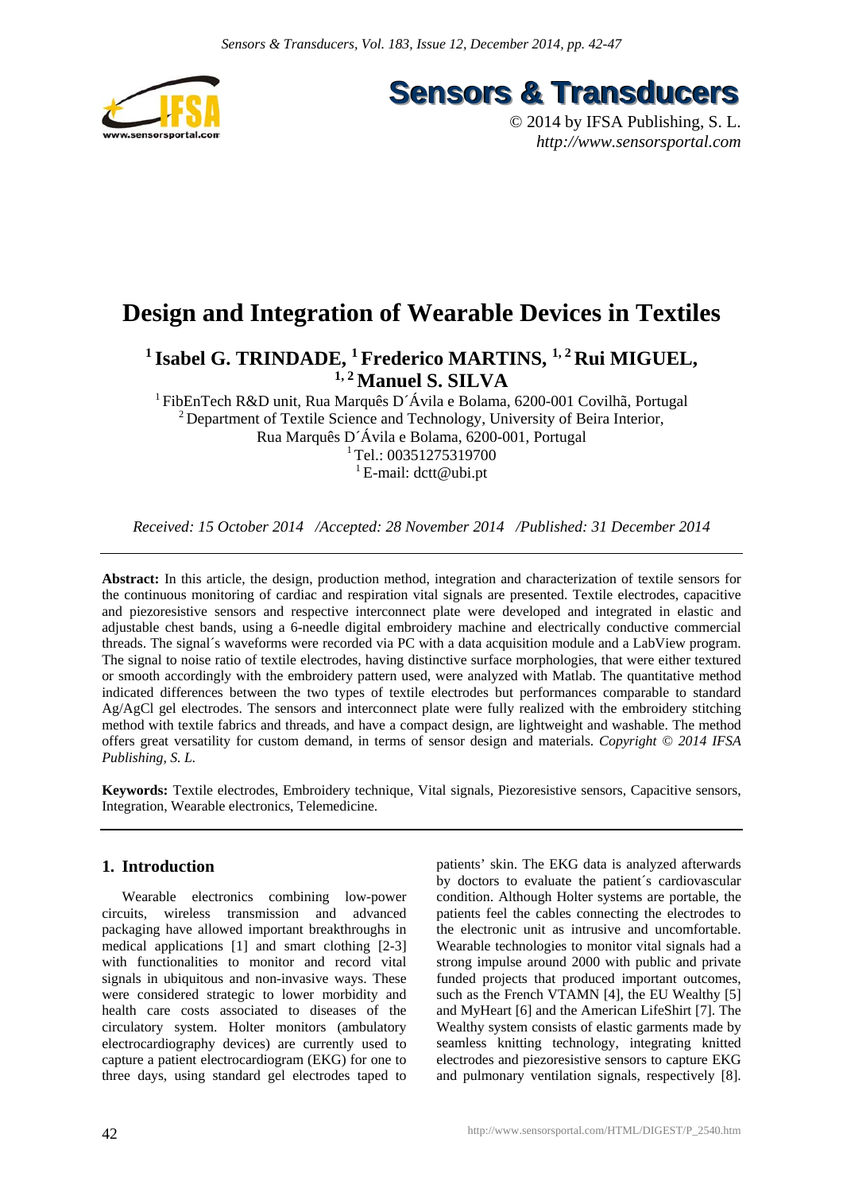# Design and Integration of Wearable Devices in Textiles

**[1] Isabel G. TRINDADE, [1] Frederico MARTINS, [1, 2] Rui MIGUEL, [1, 2] Manuel S. SILVA**

[1] FibEnTech R&D unit, Rua Marquês D´Ávila e Bolama, 6200-001 Covilhã, Portugal
[2] Department of Textile Science and Technology, University of Beira Interior, Rua Marquês D´Ávila e Bolama, 6200-001, Portugal
[1] Tel.: 00351275319700
[1] E-mail: dctt@ubi.pt

*Received: 15 October 2014 /Accepted: 28 November 2014 /Published: 31 December 2014*

---

**Abstract:** In this article, the design, production method, integration and characterization of textile sensors for the continuous monitoring of cardiac and respiration vital signals are presented. Textile electrodes, capacitive and piezoresistive sensors and respective interconnect plate were developed and integrated in elastic and adjustable chest bands, using a 6-needle digital embroidery machine and electrically conductive commercial threads. The signal´s waveforms were recorded via PC with a data acquisition module and a LabView program. The signal to noise ratio of textile electrodes, having distinctive surface morphologies, that were either textured or smooth accordingly with the embroidery pattern used, were analyzed with Matlab. The quantitative method indicated differences between the two types of textile electrodes but performances comparable to standard Ag/AgCl gel electrodes. The sensors and interconnect plate were fully realized with the embroidery stitching method with textile fabrics and threads, and have a compact design, are lightweight and washable. The method offers great versatility for custom demand, in terms of sensor design and materials. *Copyright © 2014 IFSA Publishing, S. L.*

**Keywords:** Textile electrodes, Embroidery technique, Vital signals, Piezoresistive sensors, Capacitive sensors, Integration, Wearable electronics, Telemedicine.

---

## 1. Introduction

Wearable electronics combining low-power circuits, wireless transmission and advanced packaging have allowed important breakthroughs in medical applications [1] and smart clothing [2-3] with functionalities to monitor and record vital signals in ubiquitous and non-invasive ways. These were considered strategic to lower morbidity and health care costs associated to diseases of the circulatory system. Holter monitors (ambulatory electrocardiography devices) are currently used to capture a patient electrocardiogram (EKG) for one to three days, using standard gel electrodes taped to patients' skin. The EKG data is analyzed afterwards by doctors to evaluate the patient´s cardiovascular condition. Although Holter systems are portable, the patients feel the cables connecting the electrodes to the electronic unit as intrusive and uncomfortable. Wearable technologies to monitor vital signals had a strong impulse around 2000 with public and private funded projects that produced important outcomes, such as the French VTAMN [4], the EU Wealthy [5] and MyHeart [6] and the American LifeShirt [7]. The Wealthy system consists of elastic garments made by seamless knitting technology, integrating knitted electrodes and piezoresistive sensors to capture EKG and pulmonary ventilation signals, respectively [8].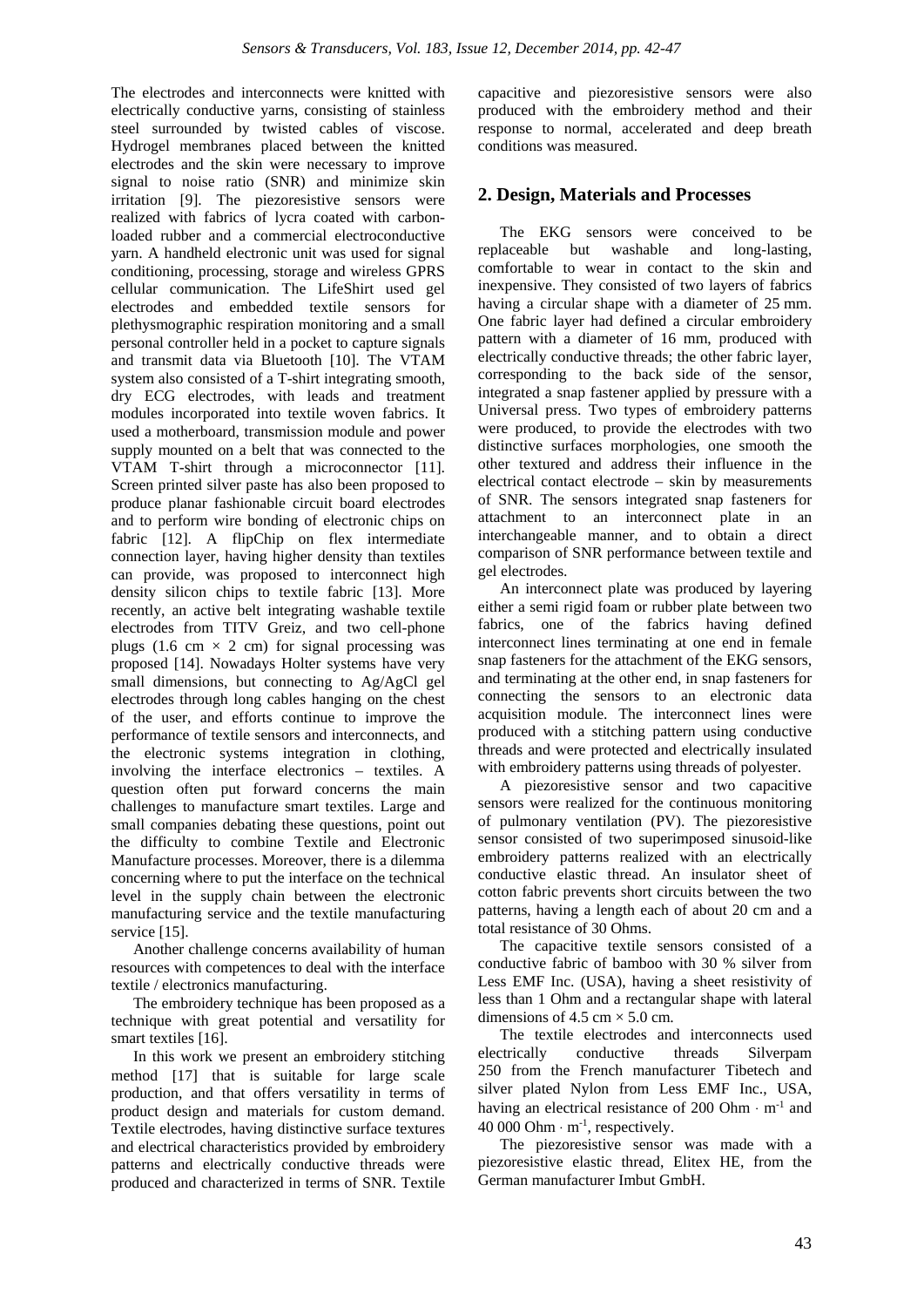The electrodes and interconnects were knitted with electrically conductive yarns, consisting of stainless steel surrounded by twisted cables of viscose. Hydrogel membranes placed between the knitted electrodes and the skin were necessary to improve signal to noise ratio (SNR) and minimize skin irritation [9]. The piezoresistive sensors were realized with fabrics of lycra coated with carbon-loaded rubber and a commercial electroconductive yarn. A handheld electronic unit was used for signal conditioning, processing, storage and wireless GPRS cellular communication. The LifeShirt used gel electrodes and embedded textile sensors for plethysmographic respiration monitoring and a small personal controller held in a pocket to capture signals and transmit data via Bluetooth [10]. The VTAM system also consisted of a T-shirt integrating smooth, dry ECG electrodes, with leads and treatment modules incorporated into textile woven fabrics. It used a motherboard, transmission module and power supply mounted on a belt that was connected to the VTAM T-shirt through a microconnector [11]. Screen printed silver paste has also been proposed to produce planar fashionable circuit board electrodes and to perform wire bonding of electronic chips on fabric [12]. A flipChip on flex intermediate connection layer, having higher density than textiles can provide, was proposed to interconnect high density silicon chips to textile fabric [13]. More recently, an active belt integrating washable textile electrodes from TITV Greiz, and two cell-phone plugs (1.6 cm × 2 cm) for signal processing was proposed [14]. Nowadays Holter systems have very small dimensions, but connecting to Ag/AgCl gel electrodes through long cables hanging on the chest of the user, and efforts continue to improve the performance of textile sensors and interconnects, and the electronic systems integration in clothing, involving the interface electronics – textiles. A question often put forward concerns the main challenges to manufacture smart textiles. Large and small companies debating these questions, point out the difficulty to combine Textile and Electronic Manufacture processes. Moreover, there is a dilemma concerning where to put the interface on the technical level in the supply chain between the electronic manufacturing service and the textile manufacturing service [15].

Another challenge concerns availability of human resources with competences to deal with the interface textile / electronics manufacturing.

The embroidery technique has been proposed as a technique with great potential and versatility for smart textiles [16].

In this work we present an embroidery stitching method [17] that is suitable for large scale production, and that offers versatility in terms of product design and materials for custom demand. Textile electrodes, having distinctive surface textures and electrical characteristics provided by embroidery patterns and electrically conductive threads were produced and characterized in terms of SNR. Textile capacitive and piezoresistive sensors were also produced with the embroidery method and their response to normal, accelerated and deep breath conditions was measured.

## 2. Design, Materials and Processes

The EKG sensors were conceived to be replaceable but washable and long-lasting, comfortable to wear in contact to the skin and inexpensive. They consisted of two layers of fabrics having a circular shape with a diameter of 25 mm. One fabric layer had defined a circular embroidery pattern with a diameter of 16 mm, produced with electrically conductive threads; the other fabric layer, corresponding to the back side of the sensor, integrated a snap fastener applied by pressure with a Universal press. Two types of embroidery patterns were produced, to provide the electrodes with two distinctive surfaces morphologies, one smooth the other textured and address their influence in the electrical contact electrode – skin by measurements of SNR. The sensors integrated snap fasteners for attachment to an interconnect plate in an interchangeable manner, and to obtain a direct comparison of SNR performance between textile and gel electrodes.

An interconnect plate was produced by layering either a semi rigid foam or rubber plate between two fabrics, one of the fabrics having defined interconnect lines terminating at one end in female snap fasteners for the attachment of the EKG sensors, and terminating at the other end, in snap fasteners for connecting the sensors to an electronic data acquisition module. The interconnect lines were produced with a stitching pattern using conductive threads and were protected and electrically insulated with embroidery patterns using threads of polyester.

A piezoresistive sensor and two capacitive sensors were realized for the continuous monitoring of pulmonary ventilation (PV). The piezoresistive sensor consisted of two superimposed sinusoid-like embroidery patterns realized with an electrically conductive elastic thread. An insulator sheet of cotton fabric prevents short circuits between the two patterns, having a length each of about 20 cm and a total resistance of 30 Ohms.

The capacitive textile sensors consisted of a conductive fabric of bamboo with 30 % silver from Less EMF Inc. (USA), having a sheet resistivity of less than 1 Ohm and a rectangular shape with lateral dimensions of 4.5 cm × 5.0 cm.

The textile electrodes and interconnects used electrically conductive threads Silverpam 250 from the French manufacturer Tibetech and silver plated Nylon from Less EMF Inc., USA, having an electrical resistance of 200 Ohm · m$^{-1}$ and 40 000 Ohm · m$^{-1}$, respectively.

The piezoresistive sensor was made with a piezoresistive elastic thread, Elitex HE, from the German manufacturer Imbut GmbH.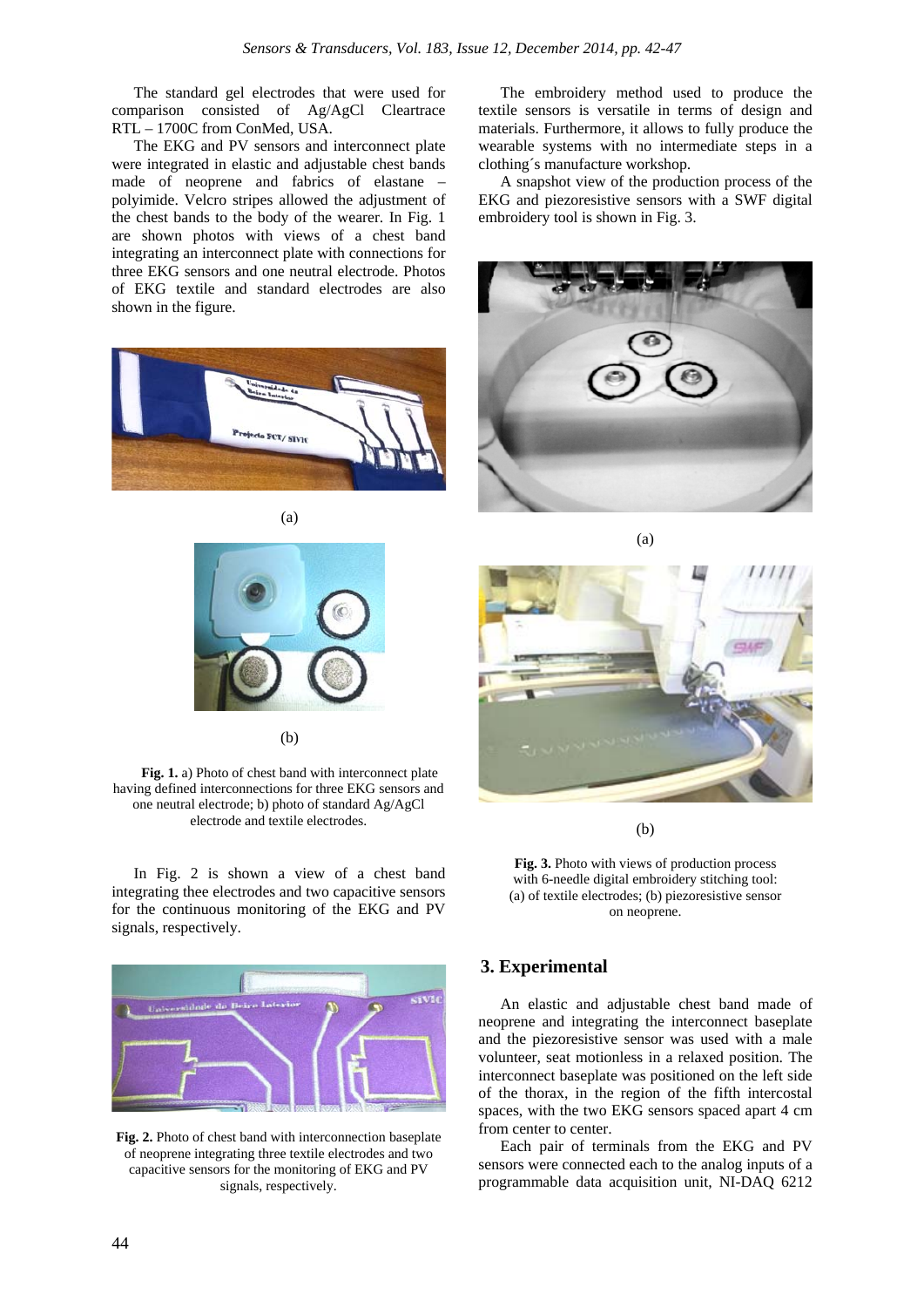The standard gel electrodes that were used for comparison consisted of Ag/AgCl Cleartrace RTL – 1700C from ConMed, USA.

The EKG and PV sensors and interconnect plate were integrated in elastic and adjustable chest bands made of neoprene and fabrics of elastane – polyimide. Velcro stripes allowed the adjustment of the chest bands to the body of the wearer. In Fig. 1 are shown photos with views of a chest band integrating an interconnect plate with connections for three EKG sensors and one neutral electrode. Photos of EKG textile and standard electrodes are also shown in the figure.

(a)

(b)

**Fig. 1.** a) Photo of chest band with interconnect plate having defined interconnections for three EKG sensors and one neutral electrode; b) photo of standard Ag/AgCl electrode and textile electrodes.

In Fig. 2 is shown a view of a chest band integrating thee electrodes and two capacitive sensors for the continuous monitoring of the EKG and PV signals, respectively.

**Fig. 2.** Photo of chest band with interconnection baseplate of neoprene integrating three textile electrodes and two capacitive sensors for the monitoring of EKG and PV signals, respectively.

The embroidery method used to produce the textile sensors is versatile in terms of design and materials. Furthermore, it allows to fully produce the wearable systems with no intermediate steps in a clothing´s manufacture workshop.

A snapshot view of the production process of the EKG and piezoresistive sensors with a SWF digital embroidery tool is shown in Fig. 3.

(a)

(b)

**Fig. 3.** Photo with views of production process with 6-needle digital embroidery stitching tool: (a) of textile electrodes; (b) piezoresistive sensor on neoprene.

## 3. Experimental

An elastic and adjustable chest band made of neoprene and integrating the interconnect baseplate and the piezoresistive sensor was used with a male volunteer, seat motionless in a relaxed position. The interconnect baseplate was positioned on the left side of the thorax, in the region of the fifth intercostal spaces, with the two EKG sensors spaced apart 4 cm from center to center.

Each pair of terminals from the EKG and PV sensors were connected each to the analog inputs of a programmable data acquisition unit, NI-DAQ 6212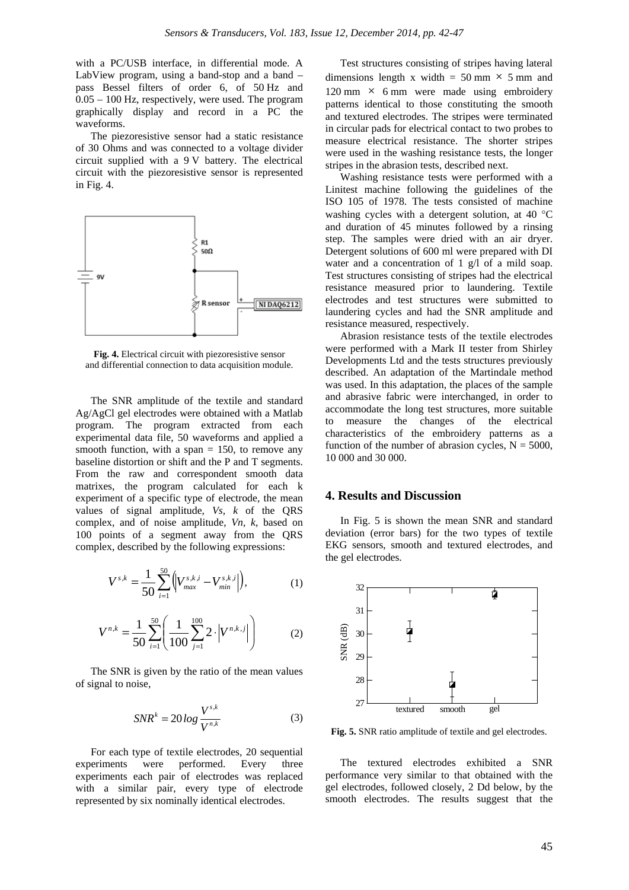with a PC/USB interface, in differential mode. A LabView program, using a band-stop and a band – pass Bessel filters of order 6, of 50 Hz and 0.05 – 100 Hz, respectively, were used. The program graphically display and record in a PC the waveforms.

The piezoresistive sensor had a static resistance of 30 Ohms and was connected to a voltage divider circuit supplied with a 9 V battery. The electrical circuit with the piezoresistive sensor is represented in Fig. 4.

**Fig. 4.** Electrical circuit with piezoresistive sensor and differential connection to data acquisition module.

The SNR amplitude of the textile and standard Ag/AgCl gel electrodes were obtained with a Matlab program. The program extracted from each experimental data file, 50 waveforms and applied a smooth function, with a span = 150, to remove any baseline distortion or shift and the P and T segments. From the raw and correspondent smooth data matrixes, the program calculated for each k experiment of a specific type of electrode, the mean values of signal amplitude, *Vs, k* of the QRS complex, and of noise amplitude, *Vn, k*, based on 100 points of a segment away from the QRS complex, described by the following expressions:

$$V^{s,k} = \frac{1}{50}\sum_{i=1}^{50}\left(\left|V_{max}^{s,k,i} - V_{min}^{s,k,i}\right|\right), \tag{1}$$

$$V^{n,k} = \frac{1}{50}\sum_{i=1}^{50}\left(\frac{1}{100}\sum_{j=1}^{100} 2\cdot\left|V^{n,k,j}\right|\right) \tag{2}$$

The SNR is given by the ratio of the mean values of signal to noise,

$$SNR^{k} = 20\,log\,\frac{V^{s,k}}{V^{n,k}} \tag{3}$$

For each type of textile electrodes, 20 sequential experiments were performed. Every three experiments each pair of electrodes was replaced with a similar pair, every type of electrode represented by six nominally identical electrodes.

Test structures consisting of stripes having lateral dimensions length x width = 50 mm × 5 mm and 120 mm × 6 mm were made using embroidery patterns identical to those constituting the smooth and textured electrodes. The stripes were terminated in circular pads for electrical contact to two probes to measure electrical resistance. The shorter stripes were used in the washing resistance tests, the longer stripes in the abrasion tests, described next.

Washing resistance tests were performed with a Linitest machine following the guidelines of the ISO 105 of 1978. The tests consisted of machine washing cycles with a detergent solution, at 40 °C and duration of 45 minutes followed by a rinsing step. The samples were dried with an air dryer. Detergent solutions of 600 ml were prepared with DI water and a concentration of 1 g/l of a mild soap. Test structures consisting of stripes had the electrical resistance measured prior to laundering. Textile electrodes and test structures were submitted to laundering cycles and had the SNR amplitude and resistance measured, respectively.

Abrasion resistance tests of the textile electrodes were performed with a Mark II tester from Shirley Developments Ltd and the tests structures previously described. An adaptation of the Martindale method was used. In this adaptation, the places of the sample and abrasive fabric were interchanged, in order to accommodate the long test structures, more suitable to measure the changes of the electrical characteristics of the embroidery patterns as a function of the number of abrasion cycles, N = 5000, 10 000 and 30 000.

## 4. Results and Discussion

In Fig. 5 is shown the mean SNR and standard deviation (error bars) for the two types of textile EKG sensors, smooth and textured electrodes, and the gel electrodes.

**Fig. 5.** SNR ratio amplitude of textile and gel electrodes.

The textured electrodes exhibited a SNR performance very similar to that obtained with the gel electrodes, followed closely, 2 Dd below, by the smooth electrodes. The results suggest that the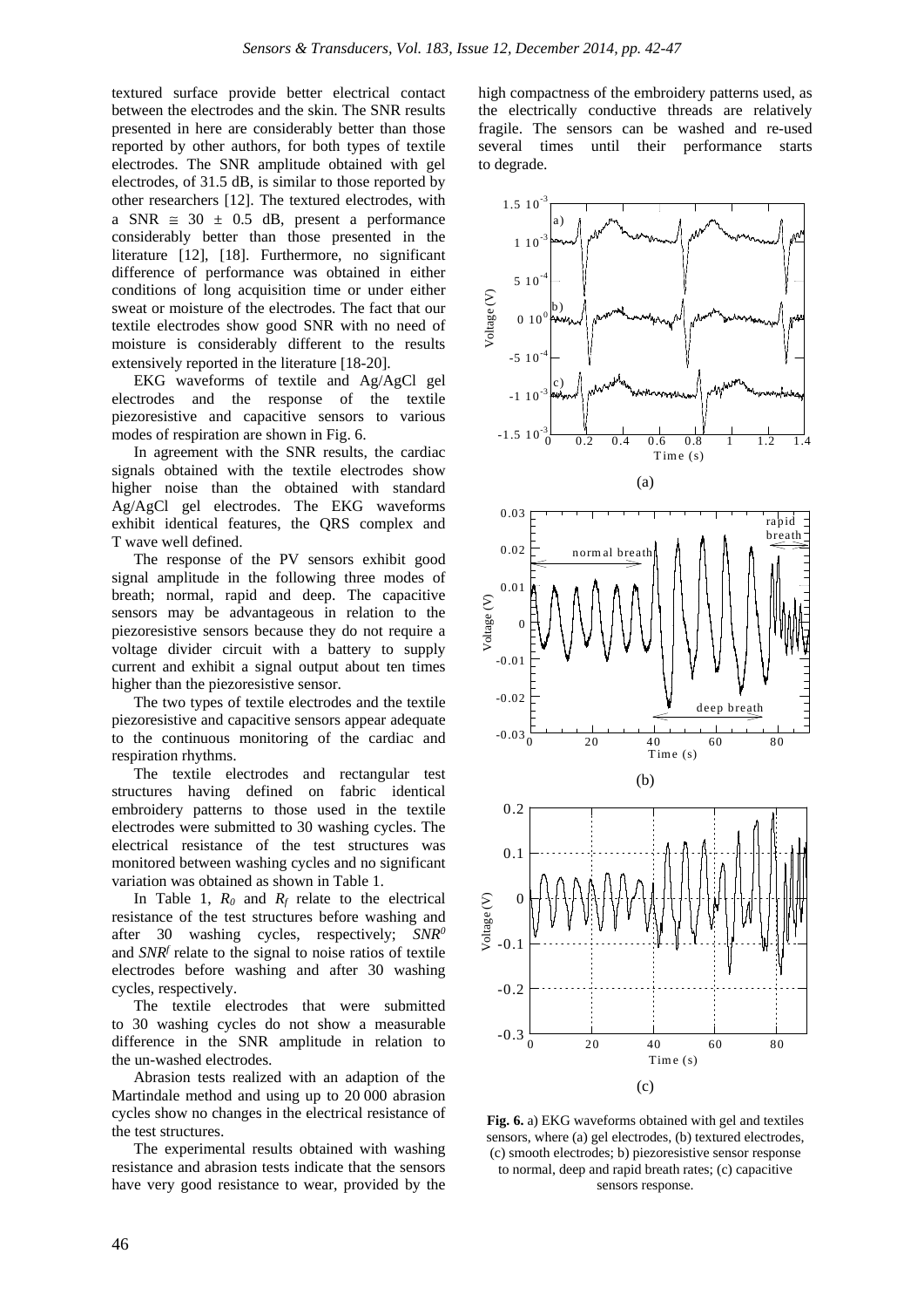textured surface provide better electrical contact between the electrodes and the skin. The SNR results presented in here are considerably better than those reported by other authors, for both types of textile electrodes. The SNR amplitude obtained with gel electrodes, of 31.5 dB, is similar to those reported by other researchers [12]. The textured electrodes, with a SNR $\cong$ 30 $\pm$ 0.5 dB, present a performance considerably better than those presented in the literature [12], [18]. Furthermore, no significant difference of performance was obtained in either conditions of long acquisition time or under either sweat or moisture of the electrodes. The fact that our textile electrodes show good SNR with no need of moisture is considerably different to the results extensively reported in the literature [18-20].

EKG waveforms of textile and Ag/AgCl gel electrodes and the response of the textile piezoresistive and capacitive sensors to various modes of respiration are shown in Fig. 6.

In agreement with the SNR results, the cardiac signals obtained with the textile electrodes show higher noise than the obtained with standard Ag/AgCl gel electrodes. The EKG waveforms exhibit identical features, the QRS complex and T wave well defined.

The response of the PV sensors exhibit good signal amplitude in the following three modes of breath; normal, rapid and deep. The capacitive sensors may be advantageous in relation to the piezoresistive sensors because they do not require a voltage divider circuit with a battery to supply current and exhibit a signal output about ten times higher than the piezoresistive sensor.

The two types of textile electrodes and the textile piezoresistive and capacitive sensors appear adequate to the continuous monitoring of the cardiac and respiration rhythms.

The textile electrodes and rectangular test structures having defined on fabric identical embroidery patterns to those used in the textile electrodes were submitted to 30 washing cycles. The electrical resistance of the test structures was monitored between washing cycles and no significant variation was obtained as shown in Table 1.

In Table 1, $R_0$ and $R_f$ relate to the electrical resistance of the test structures before washing and after 30 washing cycles, respectively; $SNR^0$ and $SNR^f$ relate to the signal to noise ratios of textile electrodes before washing and after 30 washing cycles, respectively.

The textile electrodes that were submitted to 30 washing cycles do not show a measurable difference in the SNR amplitude in relation to the un-washed electrodes.

Abrasion tests realized with an adaption of the Martindale method and using up to 20 000 abrasion cycles show no changes in the electrical resistance of the test structures.

The experimental results obtained with washing resistance and abrasion tests indicate that the sensors have very good resistance to wear, provided by the high compactness of the embroidery patterns used, as the electrically conductive threads are relatively fragile. The sensors can be washed and re-used several times until their performance starts to degrade.

**Fig. 6.** a) EKG waveforms obtained with gel and textiles sensors, where (a) gel electrodes, (b) textured electrodes, (c) smooth electrodes; b) piezoresistive sensor response to normal, deep and rapid breath rates; (c) capacitive sensors response.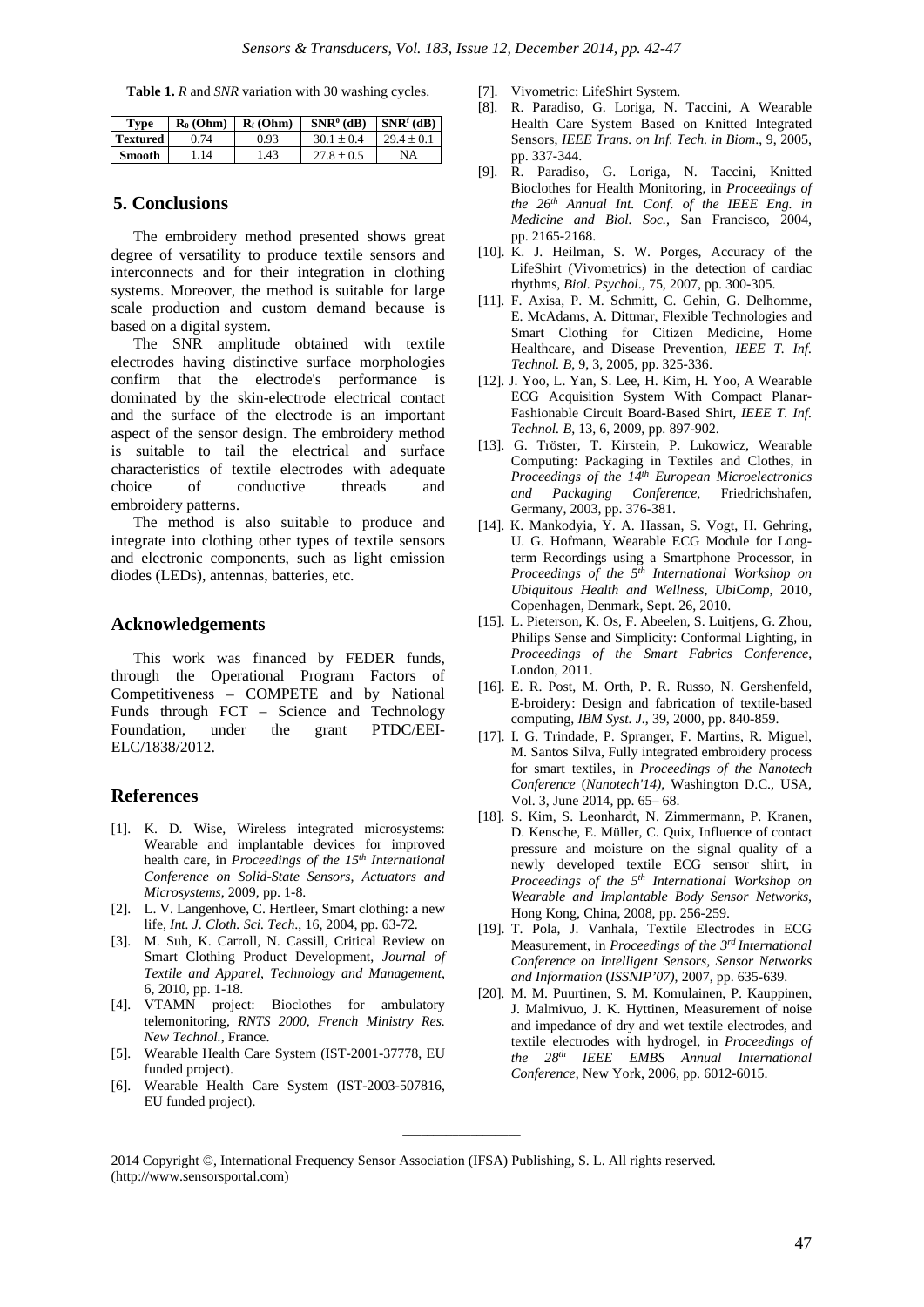**Table 1.** *R* and *SNR* variation with 30 washing cycles.

| Type | $R_0$ (Ohm) | $R_f$ (Ohm) | $SNR^0$ (dB) | $SNR^f$ (dB) |
|---|---|---|---|---|
| **Textured** | 0.74 | 0.93 | 30.1 ± 0.4 | 29.4 ± 0.1 |
| **Smooth** | 1.14 | 1.43 | 27.8 ± 0.5 | NA |

## 5. Conclusions

The embroidery method presented shows great degree of versatility to produce textile sensors and interconnects and for their integration in clothing systems. Moreover, the method is suitable for large scale production and custom demand because is based on a digital system.

The SNR amplitude obtained with textile electrodes having distinctive surface morphologies confirm that the electrode's performance is dominated by the skin-electrode electrical contact and the surface of the electrode is an important aspect of the sensor design. The embroidery method is suitable to tail the electrical and surface characteristics of textile electrodes with adequate choice of conductive threads and embroidery patterns.

The method is also suitable to produce and integrate into clothing other types of textile sensors and electronic components, such as light emission diodes (LEDs), antennas, batteries, etc.

## Acknowledgements

This work was financed by FEDER funds, through the Operational Program Factors of Competitiveness – COMPETE and by National Funds through FCT – Science and Technology Foundation, under the grant PTDC/EEI-ELC/1838/2012.

## References

[1]. K. D. Wise, Wireless integrated microsystems: Wearable and implantable devices for improved health care, in *Proceedings of the 15th International Conference on Solid-State Sensors, Actuators and Microsystems*, 2009, pp. 1-8.

[2]. L. V. Langenhove, C. Hertleer, Smart clothing: a new life, *Int. J. Cloth. Sci. Tech.*, 16, 2004, pp. 63-72.

[3]. M. Suh, K. Carroll, N. Cassill, Critical Review on Smart Clothing Product Development, *Journal of Textile and Apparel, Technology and Management*, 6, 2010, pp. 1-18.

[4]. VTAMN project: Bioclothes for ambulatory telemonitoring, *RNTS 2000, French Ministry Res. New Technol.*, France.

[5]. Wearable Health Care System (IST-2001-37778, EU funded project).

[6]. Wearable Health Care System (IST-2003-507816, EU funded project).

[7]. Vivometric: LifeShirt System.

[8]. R. Paradiso, G. Loriga, N. Taccini, A Wearable Health Care System Based on Knitted Integrated Sensors, *IEEE Trans. on Inf. Tech. in Biom.*, 9, 2005, pp. 337-344.

[9]. R. Paradiso, G. Loriga, N. Taccini, Knitted Bioclothes for Health Monitoring, in *Proceedings of the 26th Annual Int. Conf. of the IEEE Eng. in Medicine and Biol. Soc.*, San Francisco, 2004, pp. 2165-2168.

[10]. K. J. Heilman, S. W. Porges, Accuracy of the LifeShirt (Vivometrics) in the detection of cardiac rhythms, *Biol. Psychol.*, 75, 2007, pp. 300-305.

[11]. F. Axisa, P. M. Schmitt, C. Gehin, G. Delhomme, E. McAdams, A. Dittmar, Flexible Technologies and Smart Clothing for Citizen Medicine, Home Healthcare, and Disease Prevention, *IEEE T. Inf. Technol. B*, 9, 3, 2005, pp. 325-336.

[12]. J. Yoo, L. Yan, S. Lee, H. Kim, H. Yoo, A Wearable ECG Acquisition System With Compact Planar-Fashionable Circuit Board-Based Shirt, *IEEE T. Inf. Technol. B*, 13, 6, 2009, pp. 897-902.

[13]. G. Tröster, T. Kirstein, P. Lukowicz, Wearable Computing: Packaging in Textiles and Clothes, in *Proceedings of the 14th European Microelectronics and Packaging Conference*, Friedrichshafen, Germany, 2003, pp. 376-381.

[14]. K. Mankodyia, Y. A. Hassan, S. Vogt, H. Gehring, U. G. Hofmann, Wearable ECG Module for Long-term Recordings using a Smartphone Processor, in *Proceedings of the 5th International Workshop on Ubiquitous Health and Wellness, UbiComp*, 2010, Copenhagen, Denmark, Sept. 26, 2010.

[15]. L. Pieterson, K. Os, F. Abeelen, S. Luitjens, G. Zhou, Philips Sense and Simplicity: Conformal Lighting, in *Proceedings of the Smart Fabrics Conference*, London, 2011.

[16]. E. R. Post, M. Orth, P. R. Russo, N. Gershenfeld, E-broidery: Design and fabrication of textile-based computing, *IBM Syst. J.*, 39, 2000, pp. 840-859.

[17]. I. G. Trindade, P. Spranger, F. Martins, R. Miguel, M. Santos Silva, Fully integrated embroidery process for smart textiles, in *Proceedings of the Nanotech Conference* (*Nanotech'14)*, Washington D.C., USA, Vol. 3, June 2014, pp. 65– 68.

[18]. S. Kim, S. Leonhardt, N. Zimmermann, P. Kranen, D. Kensche, E. Müller, C. Quix, Influence of contact pressure and moisture on the signal quality of a newly developed textile ECG sensor shirt, in *Proceedings of the 5th International Workshop on Wearable and Implantable Body Sensor Networks*, Hong Kong, China, 2008, pp. 256-259.

[19]. T. Pola, J. Vanhala, Textile Electrodes in ECG Measurement, in *Proceedings of the 3rd International Conference on Intelligent Sensors, Sensor Networks and Information* (*ISSNIP'07)*, 2007, pp. 635-639.

[20]. M. M. Puurtinen, S. M. Komulainen, P. Kauppinen, J. Malmivuo, J. K. Hyttinen, Measurement of noise and impedance of dry and wet textile electrodes, and textile electrodes with hydrogel, in *Proceedings of the 28th IEEE EMBS Annual International Conference*, New York, 2006, pp. 6012-6015.

---

2014 Copyright ©, International Frequency Sensor Association (IFSA) Publishing, S. L. All rights reserved. (http://www.sensorsportal.com)